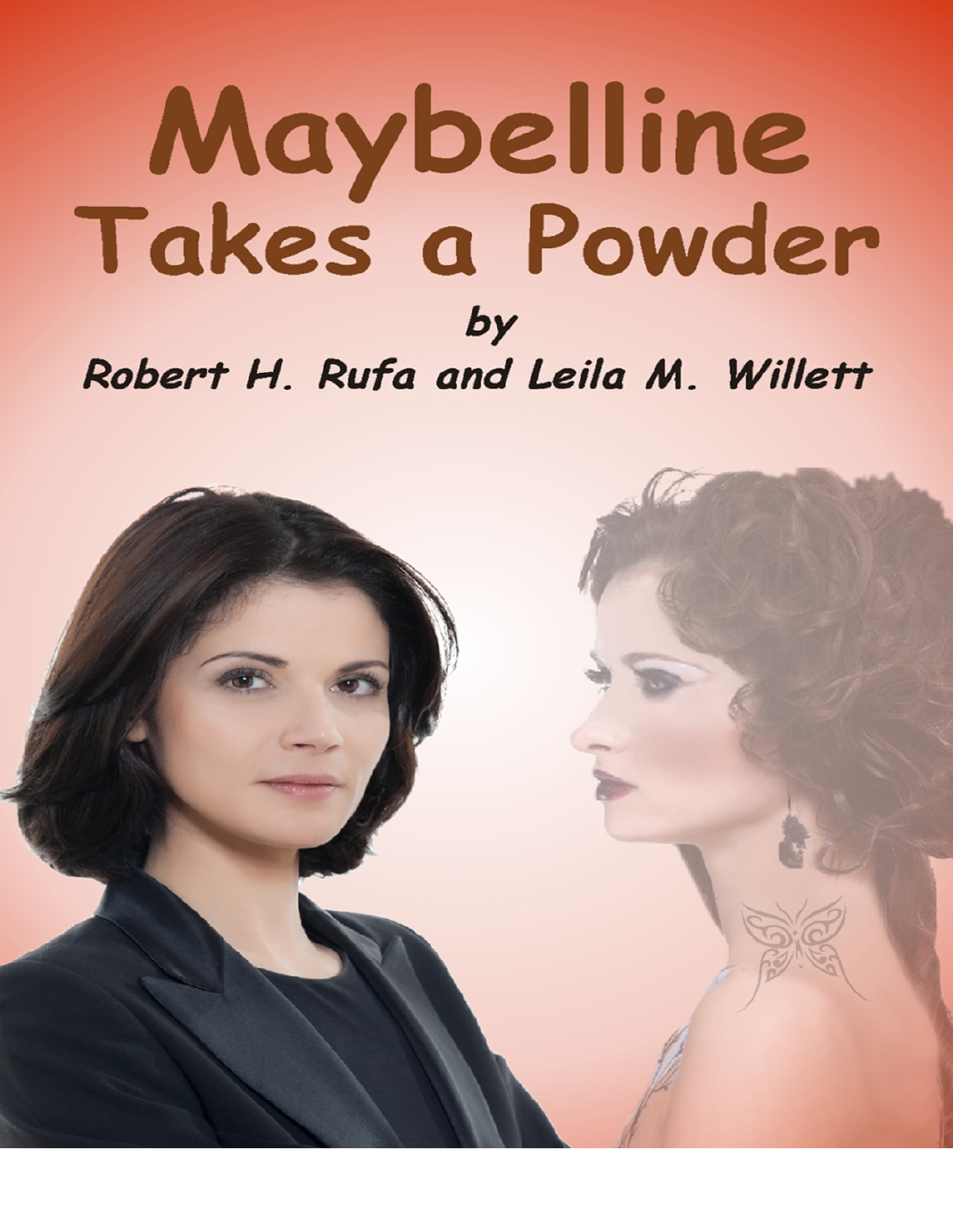# Maybelline Takes a Powder

by

Robert H. Rufa and Leila M. Willett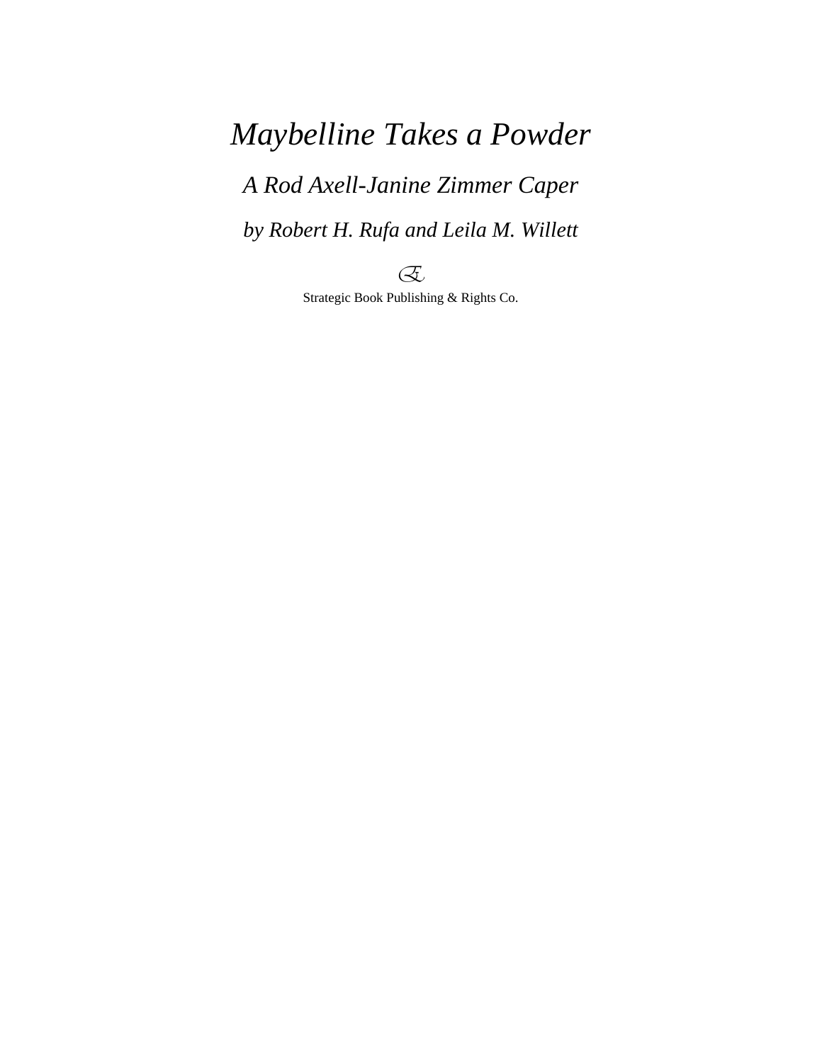# *Maybelline Takes a Powder*

## *A Rod Axell-Janine Zimmer Caper*

### *by Robert H. Rufa and Leila M. Willett*

Strategic Book Publishing & Rights Co.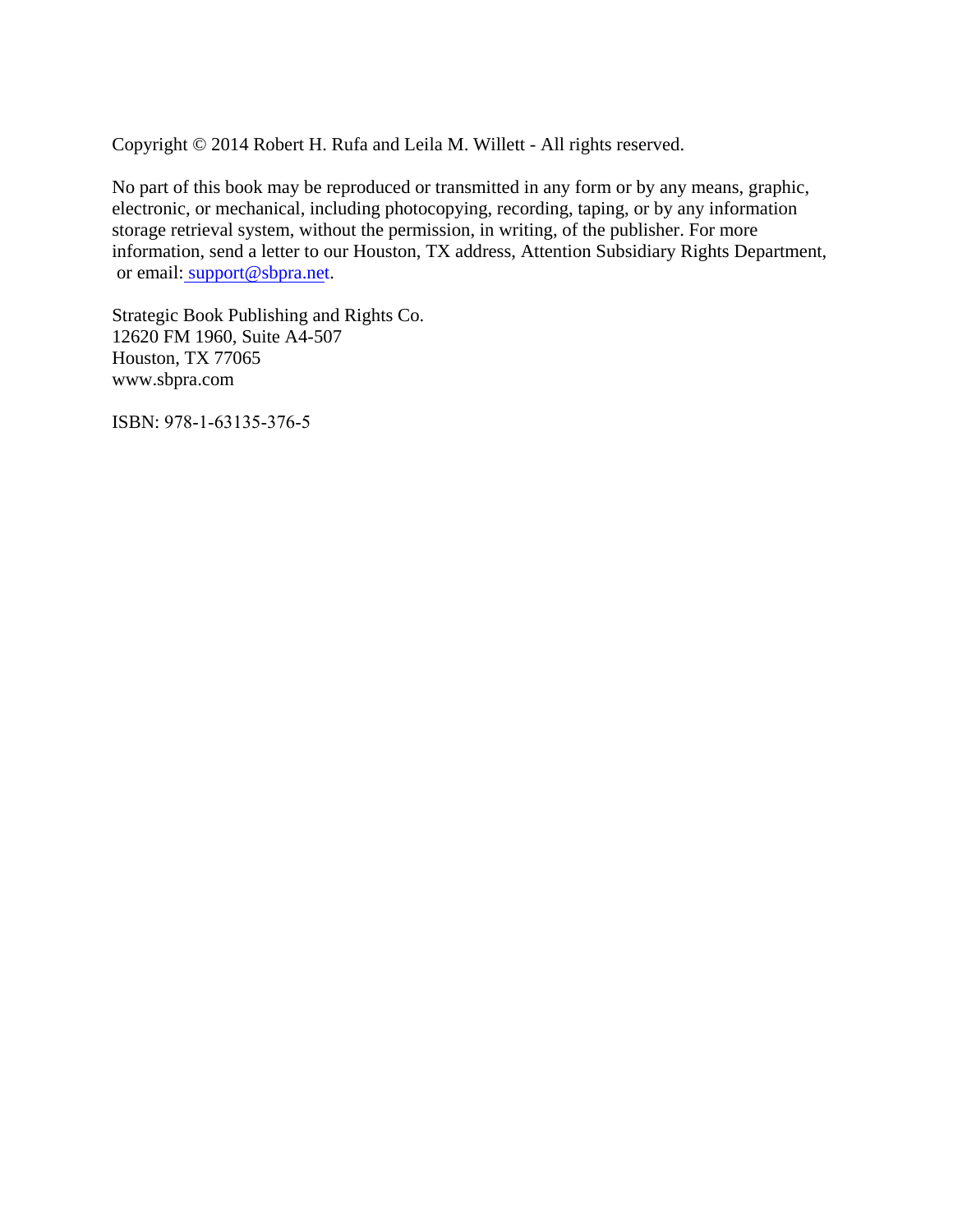Copyright © 2014 Robert H. Rufa and Leila M. Willett - All rights reserved.

No part of this book may be reproduced or transmitted in any form or by any means, graphic, electronic, or mechanical, including photocopying, recording, taping, or by any information storage retrieval system, without the permission, in writing, of the publisher. For more information, send a letter to our Houston, TX address, Attention Subsidiary Rights Department, or email: support@sbpra.net.

Strategic Book Publishing and Rights Co.
12620 FM 1960, Suite A4-507
Houston, TX 77065
www.sbpra.com

ISBN: 978-1-63135-376-5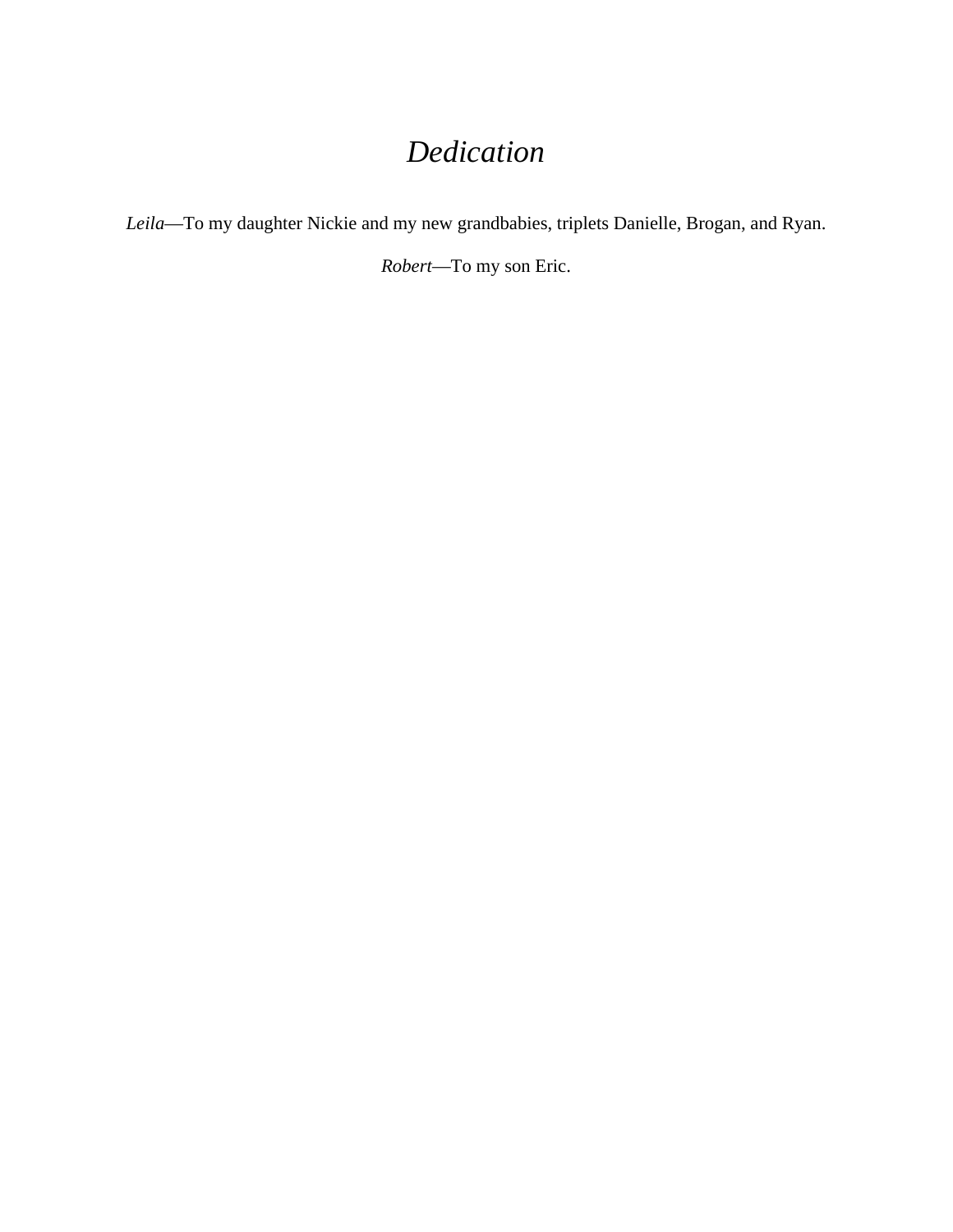# *Dedication*

*Leila*—To my daughter Nickie and my new grandbabies, triplets Danielle, Brogan, and Ryan.

*Robert*—To my son Eric.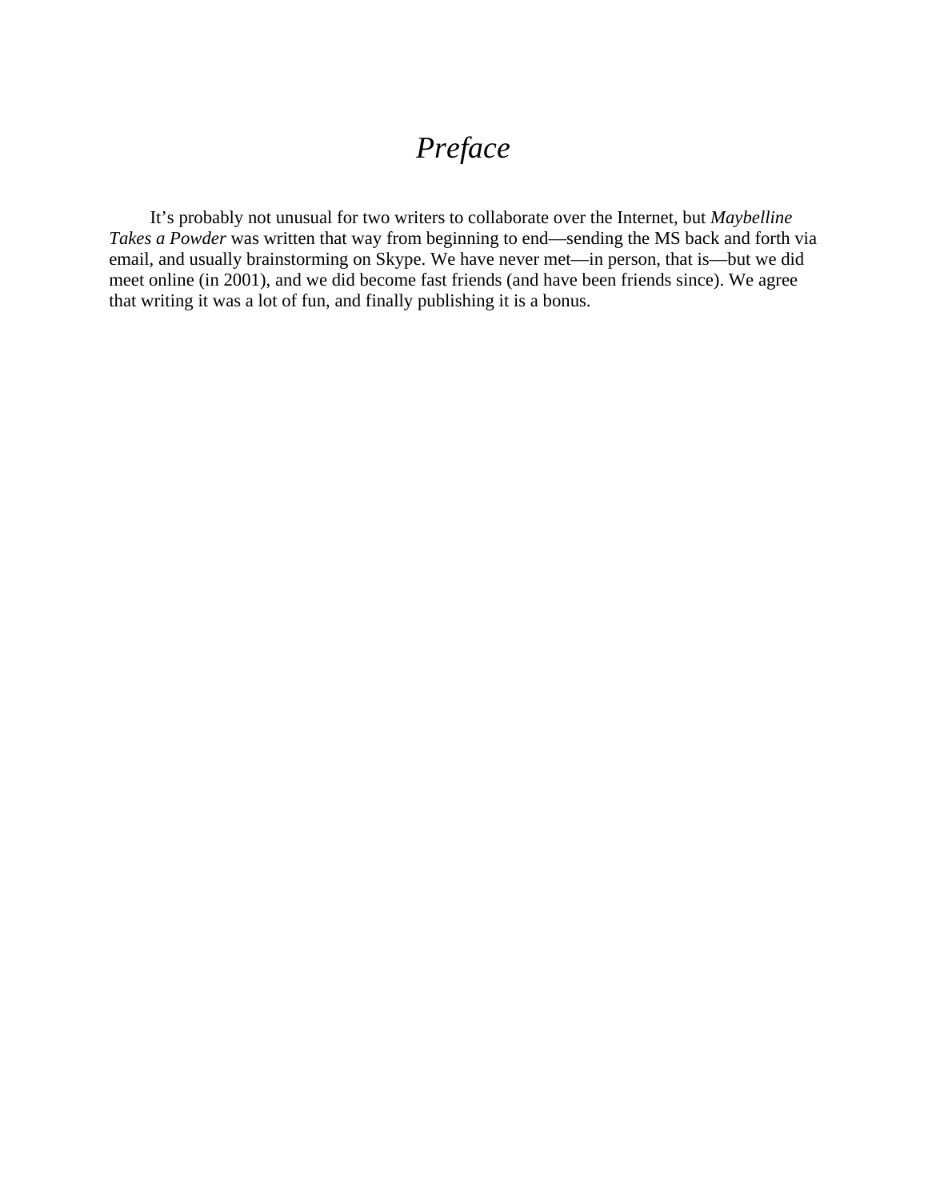# *Preface*

It’s probably not unusual for two writers to collaborate over the Internet, but *Maybelline Takes a Powder* was written that way from beginning to end—sending the MS back and forth via email, and usually brainstorming on Skype. We have never met—in person, that is—but we did meet online (in 2001), and we did become fast friends (and have been friends since). We agree that writing it was a lot of fun, and finally publishing it is a bonus.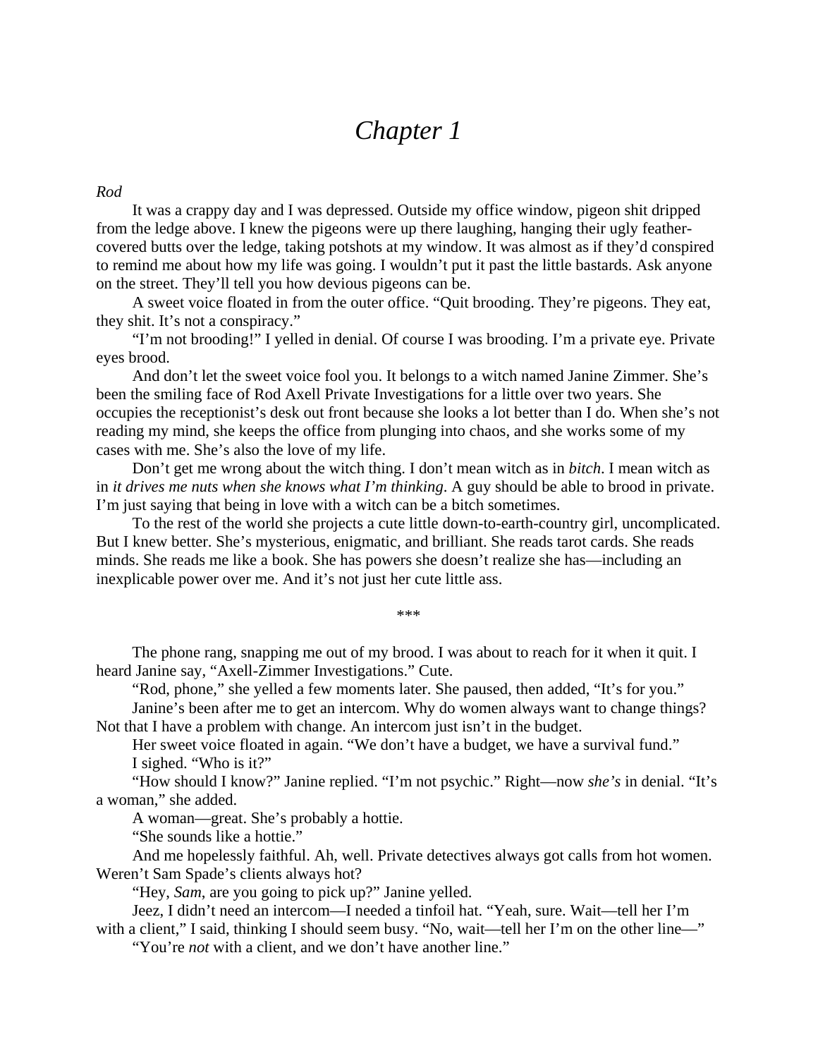# *Chapter 1*

*Rod*

It was a crappy day and I was depressed. Outside my office window, pigeon shit dripped from the ledge above. I knew the pigeons were up there laughing, hanging their ugly feather-covered butts over the ledge, taking potshots at my window. It was almost as if they'd conspired to remind me about how my life was going. I wouldn't put it past the little bastards. Ask anyone on the street. They'll tell you how devious pigeons can be.

A sweet voice floated in from the outer office. "Quit brooding. They're pigeons. They eat, they shit. It's not a conspiracy."

"I'm not brooding!" I yelled in denial. Of course I was brooding. I'm a private eye. Private eyes brood.

And don't let the sweet voice fool you. It belongs to a witch named Janine Zimmer. She's been the smiling face of Rod Axell Private Investigations for a little over two years. She occupies the receptionist's desk out front because she looks a lot better than I do. When she's not reading my mind, she keeps the office from plunging into chaos, and she works some of my cases with me. She's also the love of my life.

Don't get me wrong about the witch thing. I don't mean witch as in *bitch*. I mean witch as in *it drives me nuts when she knows what I'm thinking*. A guy should be able to brood in private. I'm just saying that being in love with a witch can be a bitch sometimes.

To the rest of the world she projects a cute little down-to-earth-country girl, uncomplicated. But I knew better. She's mysterious, enigmatic, and brilliant. She reads tarot cards. She reads minds. She reads me like a book. She has powers she doesn't realize she has—including an inexplicable power over me. And it's not just her cute little ass.

\*\*\*

The phone rang, snapping me out of my brood. I was about to reach for it when it quit. I heard Janine say, "Axell-Zimmer Investigations." Cute.

"Rod, phone," she yelled a few moments later. She paused, then added, "It's for you."

Janine's been after me to get an intercom. Why do women always want to change things? Not that I have a problem with change. An intercom just isn't in the budget.

Her sweet voice floated in again. "We don't have a budget, we have a survival fund."

I sighed. "Who is it?"

"How should I know?" Janine replied. "I'm not psychic." Right—now *she's* in denial. "It's a woman," she added.

A woman—great. She's probably a hottie.

"She sounds like a hottie."

And me hopelessly faithful. Ah, well. Private detectives always got calls from hot women. Weren't Sam Spade's clients always hot?

"Hey, *Sam*, are you going to pick up?" Janine yelled.

Jeez, I didn't need an intercom—I needed a tinfoil hat. "Yeah, sure. Wait—tell her I'm with a client," I said, thinking I should seem busy. "No, wait—tell her I'm on the other line—"

"You're *not* with a client, and we don't have another line."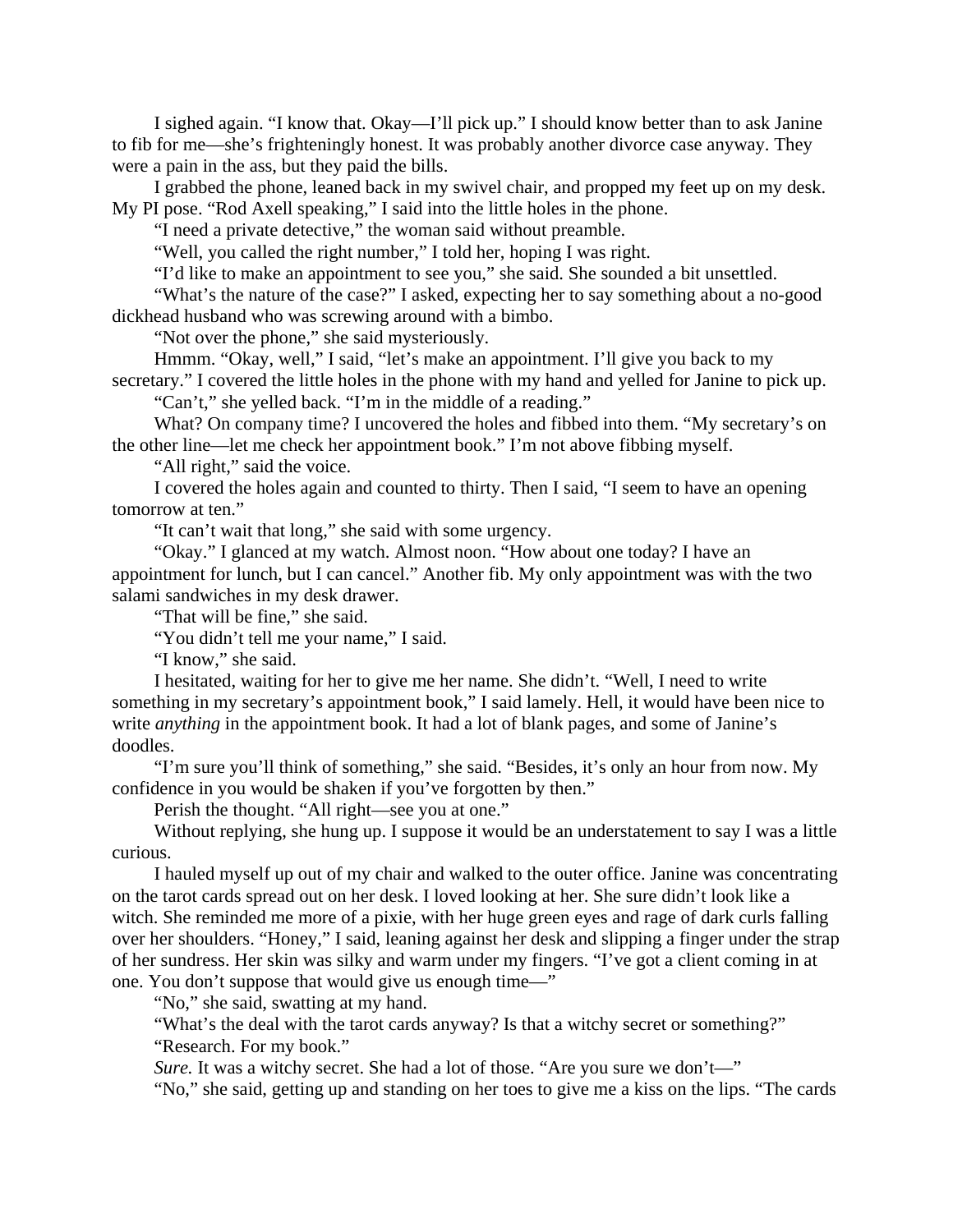I sighed again. "I know that. Okay—I'll pick up." I should know better than to ask Janine to fib for me—she's frighteningly honest. It was probably another divorce case anyway. They were a pain in the ass, but they paid the bills.

I grabbed the phone, leaned back in my swivel chair, and propped my feet up on my desk. My PI pose. "Rod Axell speaking," I said into the little holes in the phone.

"I need a private detective," the woman said without preamble.

"Well, you called the right number," I told her, hoping I was right.

"I'd like to make an appointment to see you," she said. She sounded a bit unsettled.

"What's the nature of the case?" I asked, expecting her to say something about a no-good dickhead husband who was screwing around with a bimbo.

"Not over the phone," she said mysteriously.

Hmmm. "Okay, well," I said, "let's make an appointment. I'll give you back to my secretary." I covered the little holes in the phone with my hand and yelled for Janine to pick up.

"Can't," she yelled back. "I'm in the middle of a reading."

What? On company time? I uncovered the holes and fibbed into them. "My secretary's on the other line—let me check her appointment book." I'm not above fibbing myself.

"All right," said the voice.

I covered the holes again and counted to thirty. Then I said, "I seem to have an opening tomorrow at ten."

"It can't wait that long," she said with some urgency.

"Okay." I glanced at my watch. Almost noon. "How about one today? I have an appointment for lunch, but I can cancel." Another fib. My only appointment was with the two salami sandwiches in my desk drawer.

"That will be fine," she said.

"You didn't tell me your name," I said.

"I know," she said.

I hesitated, waiting for her to give me her name. She didn't. "Well, I need to write something in my secretary's appointment book," I said lamely. Hell, it would have been nice to write *anything* in the appointment book. It had a lot of blank pages, and some of Janine's doodles.

"I'm sure you'll think of something," she said. "Besides, it's only an hour from now. My confidence in you would be shaken if you've forgotten by then."

Perish the thought. "All right—see you at one."

Without replying, she hung up. I suppose it would be an understatement to say I was a little curious.

I hauled myself up out of my chair and walked to the outer office. Janine was concentrating on the tarot cards spread out on her desk. I loved looking at her. She sure didn't look like a witch. She reminded me more of a pixie, with her huge green eyes and rage of dark curls falling over her shoulders. "Honey," I said, leaning against her desk and slipping a finger under the strap of her sundress. Her skin was silky and warm under my fingers. "I've got a client coming in at one. You don't suppose that would give us enough time—"

"No," she said, swatting at my hand.

"What's the deal with the tarot cards anyway? Is that a witchy secret or something?"

"Research. For my book."

*Sure.* It was a witchy secret. She had a lot of those. "Are you sure we don't—"

"No," she said, getting up and standing on her toes to give me a kiss on the lips. "The cards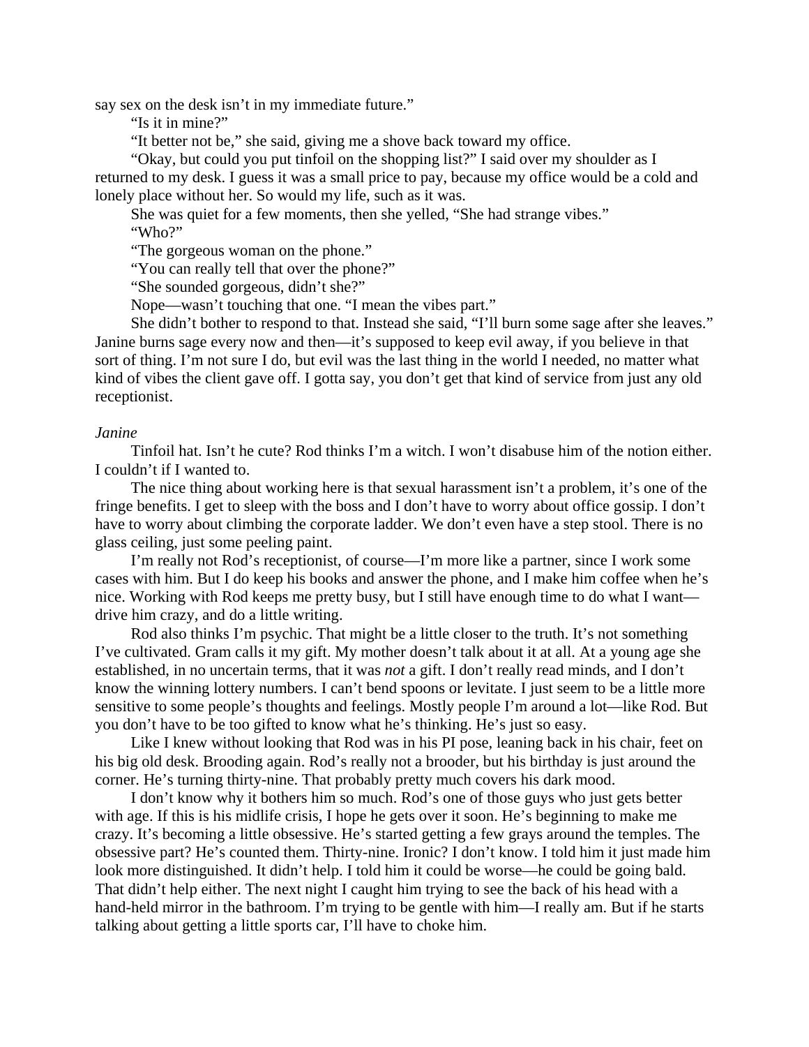say sex on the desk isn't in my immediate future."

"Is it in mine?"

"It better not be," she said, giving me a shove back toward my office.

"Okay, but could you put tinfoil on the shopping list?" I said over my shoulder as I returned to my desk. I guess it was a small price to pay, because my office would be a cold and lonely place without her. So would my life, such as it was.

She was quiet for a few moments, then she yelled, "She had strange vibes."

"Who?"

"The gorgeous woman on the phone."

"You can really tell that over the phone?"

"She sounded gorgeous, didn't she?"

Nope—wasn't touching that one. "I mean the vibes part."

She didn't bother to respond to that. Instead she said, "I'll burn some sage after she leaves." Janine burns sage every now and then—it's supposed to keep evil away, if you believe in that sort of thing. I'm not sure I do, but evil was the last thing in the world I needed, no matter what kind of vibes the client gave off. I gotta say, you don't get that kind of service from just any old receptionist.

*Janine*

Tinfoil hat. Isn't he cute? Rod thinks I'm a witch. I won't disabuse him of the notion either. I couldn't if I wanted to.

The nice thing about working here is that sexual harassment isn't a problem, it's one of the fringe benefits. I get to sleep with the boss and I don't have to worry about office gossip. I don't have to worry about climbing the corporate ladder. We don't even have a step stool. There is no glass ceiling, just some peeling paint.

I'm really not Rod's receptionist, of course—I'm more like a partner, since I work some cases with him. But I do keep his books and answer the phone, and I make him coffee when he's nice. Working with Rod keeps me pretty busy, but I still have enough time to do what I want—drive him crazy, and do a little writing.

Rod also thinks I'm psychic. That might be a little closer to the truth. It's not something I've cultivated. Gram calls it my gift. My mother doesn't talk about it at all. At a young age she established, in no uncertain terms, that it was *not* a gift. I don't really read minds, and I don't know the winning lottery numbers. I can't bend spoons or levitate. I just seem to be a little more sensitive to some people's thoughts and feelings. Mostly people I'm around a lot—like Rod. But you don't have to be too gifted to know what he's thinking. He's just so easy.

Like I knew without looking that Rod was in his PI pose, leaning back in his chair, feet on his big old desk. Brooding again. Rod's really not a brooder, but his birthday is just around the corner. He's turning thirty-nine. That probably pretty much covers his dark mood.

I don't know why it bothers him so much. Rod's one of those guys who just gets better with age. If this is his midlife crisis, I hope he gets over it soon. He's beginning to make me crazy. It's becoming a little obsessive. He's started getting a few grays around the temples. The obsessive part? He's counted them. Thirty-nine. Ironic? I don't know. I told him it just made him look more distinguished. It didn't help. I told him it could be worse—he could be going bald. That didn't help either. The next night I caught him trying to see the back of his head with a hand-held mirror in the bathroom. I'm trying to be gentle with him—I really am. But if he starts talking about getting a little sports car, I'll have to choke him.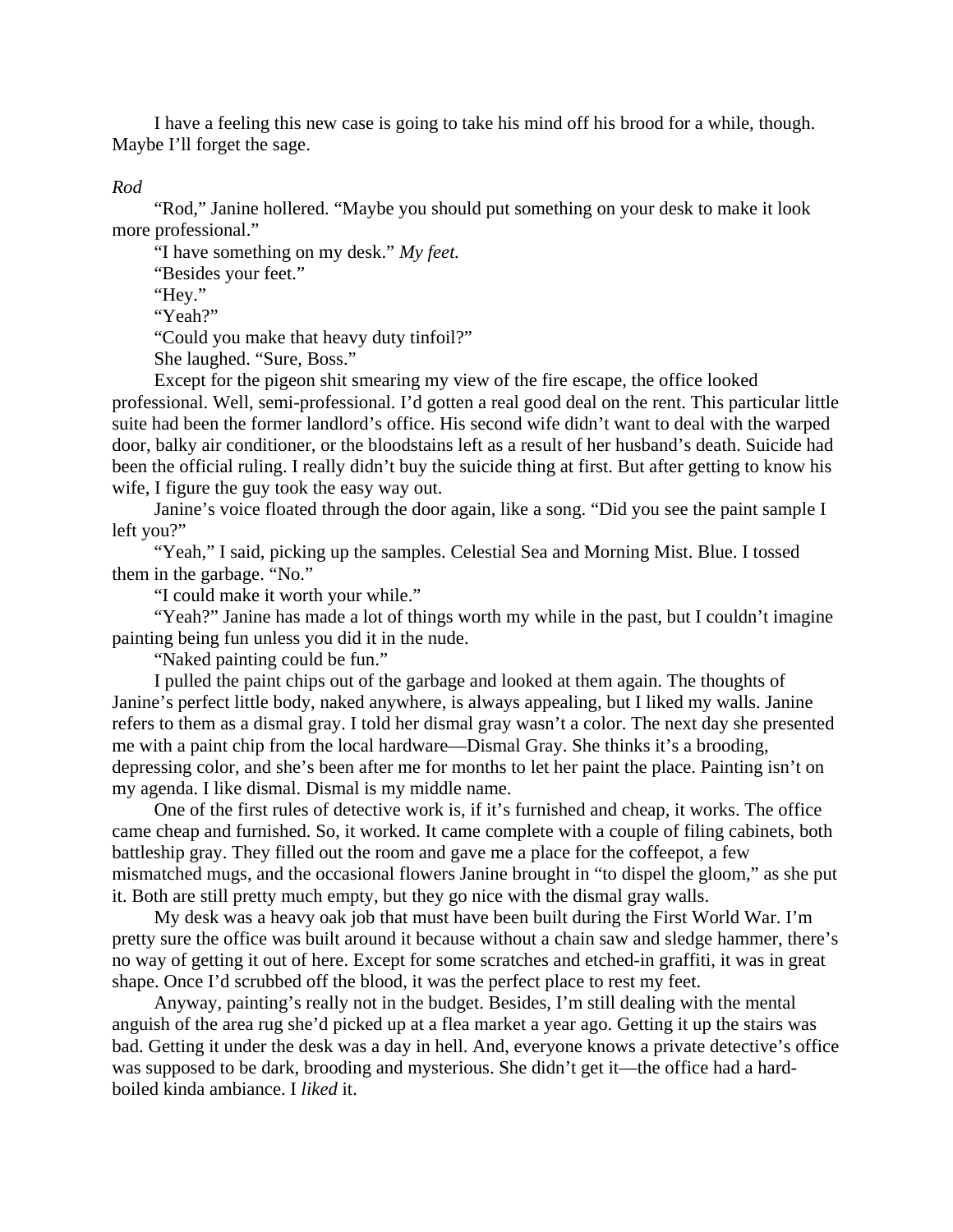I have a feeling this new case is going to take his mind off his brood for a while, though. Maybe I'll forget the sage.

*Rod*

"Rod," Janine hollered. "Maybe you should put something on your desk to make it look more professional."

"I have something on my desk." *My feet.*

"Besides your feet."

"Hey."

"Yeah?"

"Could you make that heavy duty tinfoil?"

She laughed. "Sure, Boss."

Except for the pigeon shit smearing my view of the fire escape, the office looked professional. Well, semi-professional. I'd gotten a real good deal on the rent. This particular little suite had been the former landlord's office. His second wife didn't want to deal with the warped door, balky air conditioner, or the bloodstains left as a result of her husband's death. Suicide had been the official ruling. I really didn't buy the suicide thing at first. But after getting to know his wife, I figure the guy took the easy way out.

Janine's voice floated through the door again, like a song. "Did you see the paint sample I left you?"

"Yeah," I said, picking up the samples. Celestial Sea and Morning Mist. Blue. I tossed them in the garbage. "No."

"I could make it worth your while."

"Yeah?" Janine has made a lot of things worth my while in the past, but I couldn't imagine painting being fun unless you did it in the nude.

"Naked painting could be fun."

I pulled the paint chips out of the garbage and looked at them again. The thoughts of Janine's perfect little body, naked anywhere, is always appealing, but I liked my walls. Janine refers to them as a dismal gray. I told her dismal gray wasn't a color. The next day she presented me with a paint chip from the local hardware—Dismal Gray. She thinks it's a brooding, depressing color, and she's been after me for months to let her paint the place. Painting isn't on my agenda. I like dismal. Dismal is my middle name.

One of the first rules of detective work is, if it's furnished and cheap, it works. The office came cheap and furnished. So, it worked. It came complete with a couple of filing cabinets, both battleship gray. They filled out the room and gave me a place for the coffeepot, a few mismatched mugs, and the occasional flowers Janine brought in "to dispel the gloom," as she put it. Both are still pretty much empty, but they go nice with the dismal gray walls.

My desk was a heavy oak job that must have been built during the First World War. I'm pretty sure the office was built around it because without a chain saw and sledge hammer, there's no way of getting it out of here. Except for some scratches and etched-in graffiti, it was in great shape. Once I'd scrubbed off the blood, it was the perfect place to rest my feet.

Anyway, painting's really not in the budget. Besides, I'm still dealing with the mental anguish of the area rug she'd picked up at a flea market a year ago. Getting it up the stairs was bad. Getting it under the desk was a day in hell. And, everyone knows a private detective's office was supposed to be dark, brooding and mysterious. She didn't get it—the office had a hard-boiled kinda ambiance. I *liked* it.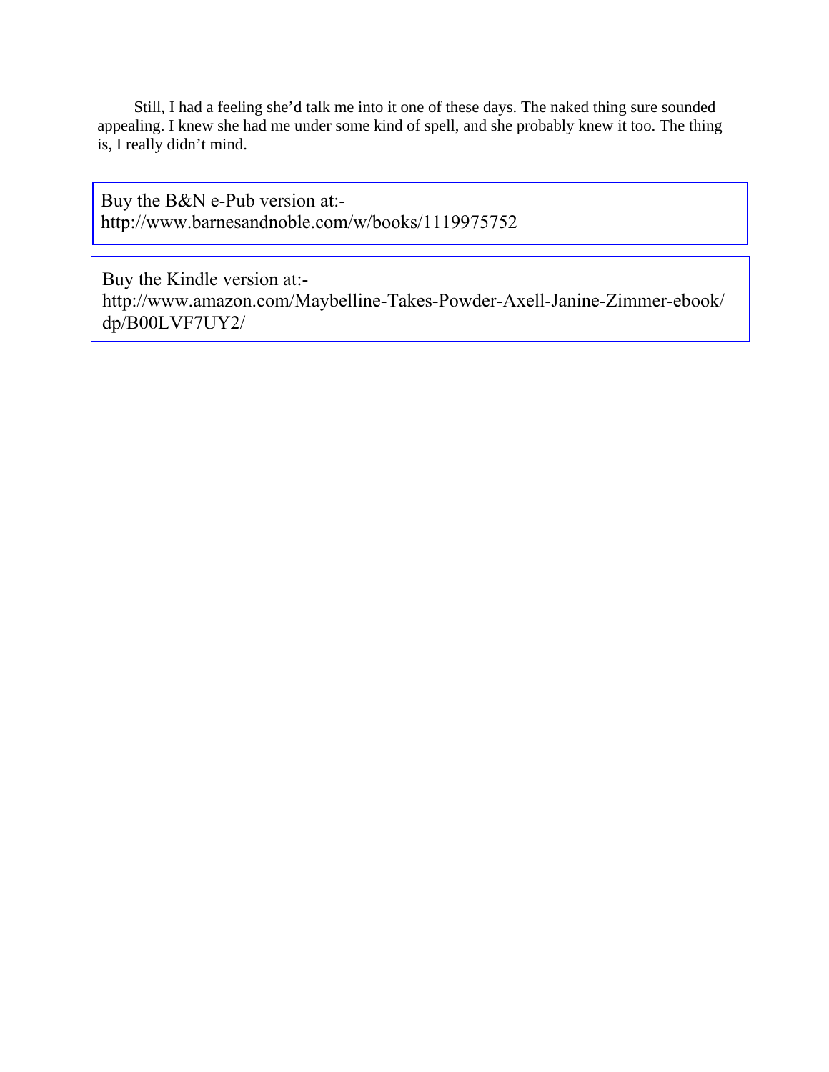Still, I had a feeling she'd talk me into it one of these days. The naked thing sure sounded appealing. I knew she had me under some kind of spell, and she probably knew it too. The thing is, I really didn't mind.

Buy the B&N e-Pub version at:-
http://www.barnesandnoble.com/w/books/1119975752

Buy the Kindle version at:-
http://www.amazon.com/Maybelline-Takes-Powder-Axell-Janine-Zimmer-ebook/dp/B00LVF7UY2/